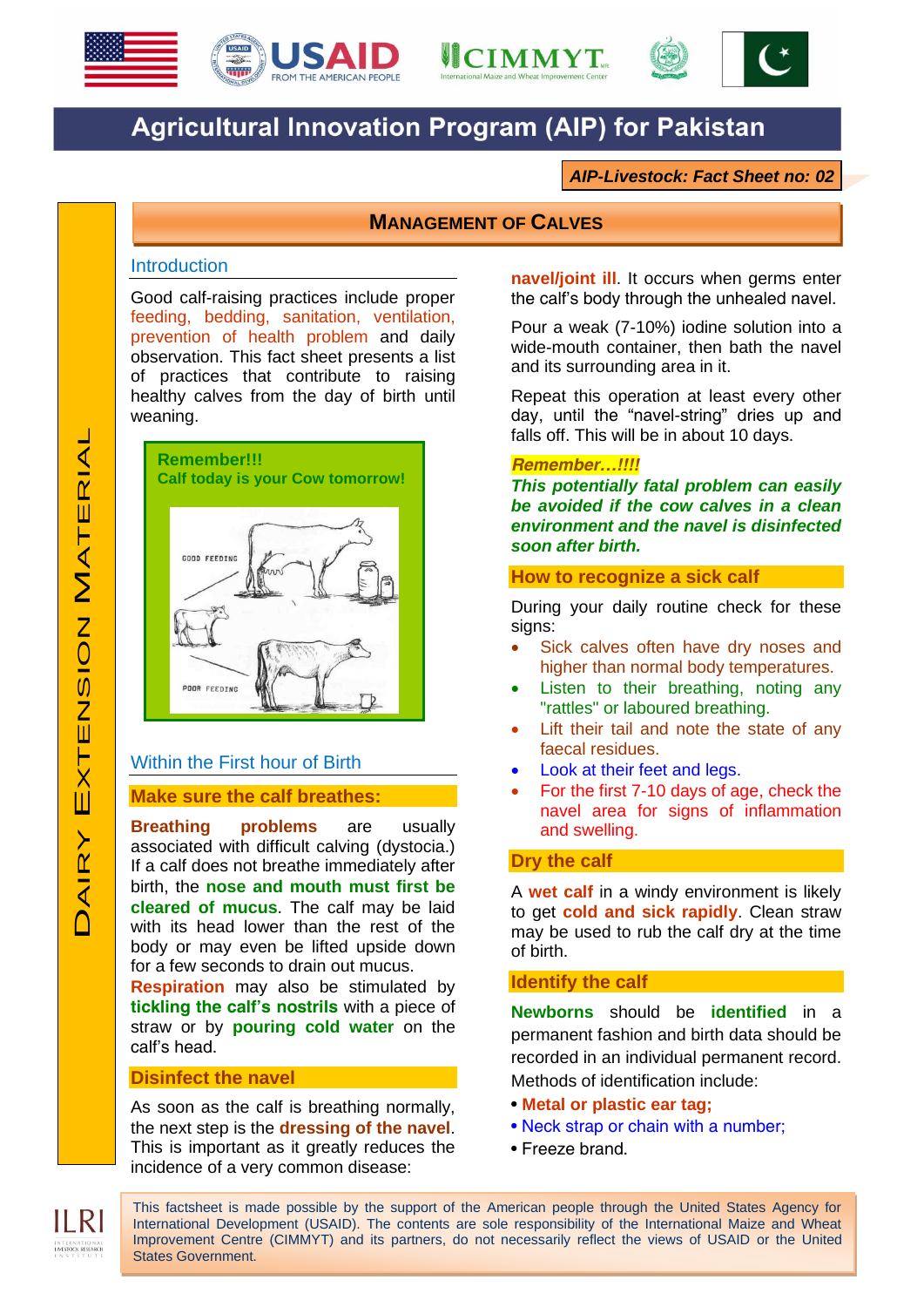# Agricultural Innovation Program (AIP) for Pakistan

**AIP-Livestock: Fact Sheet no: 02**

## MANAGEMENT OF CALVES

DAIRY EXTENSION MATERIAL

### Introduction

Good calf-raising practices include proper feeding, bedding, sanitation, ventilation, prevention of health problem and daily observation. This fact sheet presents a list of practices that contribute to raising healthy calves from the day of birth until weaning.

**Remember!!!**
**Calf today is your Cow tomorrow!**

GOOD FEEDING

POOR FEEDING

### Within the First hour of Birth

#### Make sure the calf breathes:

**Breathing problems** are usually associated with difficult calving (dystocia.) If a calf does not breathe immediately after birth, the **nose and mouth must first be cleared of mucus**. The calf may be laid with its head lower than the rest of the body or may even be lifted upside down for a few seconds to drain out mucus.

**Respiration** may also be stimulated by **tickling the calf's nostrils** with a piece of straw or by **pouring cold water** on the calf's head.

#### Disinfect the navel

As soon as the calf is breathing normally, the next step is the **dressing of the navel**. This is important as it greatly reduces the incidence of a very common disease: **navel/joint ill**. It occurs when germs enter the calf's body through the unhealed navel.

Pour a weak (7-10%) iodine solution into a wide-mouth container, then bath the navel and its surrounding area in it.

Repeat this operation at least every other day, until the "navel-string" dries up and falls off. This will be in about 10 days.

***Remember…!!!!***
***This potentially fatal problem can easily be avoided if the cow calves in a clean environment and the navel is disinfected soon after birth.***

#### How to recognize a sick calf

During your daily routine check for these signs:

- Sick calves often have dry noses and higher than normal body temperatures.
- Listen to their breathing, noting any "rattles" or laboured breathing.
- Lift their tail and note the state of any faecal residues.
- Look at their feet and legs.
- For the first 7-10 days of age, check the navel area for signs of inflammation and swelling.

#### Dry the calf

A **wet calf** in a windy environment is likely to get **cold and sick rapidly**. Clean straw may be used to rub the calf dry at the time of birth.

#### Identify the calf

**Newborns** should be **identified** in a permanent fashion and birth data should be recorded in an individual permanent record.

Methods of identification include:

- **Metal or plastic ear tag;**
- Neck strap or chain with a number;
- Freeze brand.

This factsheet is made possible by the support of the American people through the United States Agency for International Development (USAID). The contents are sole responsibility of the International Maize and Wheat Improvement Centre (CIMMYT) and its partners, do not necessarily reflect the views of USAID or the United States Government.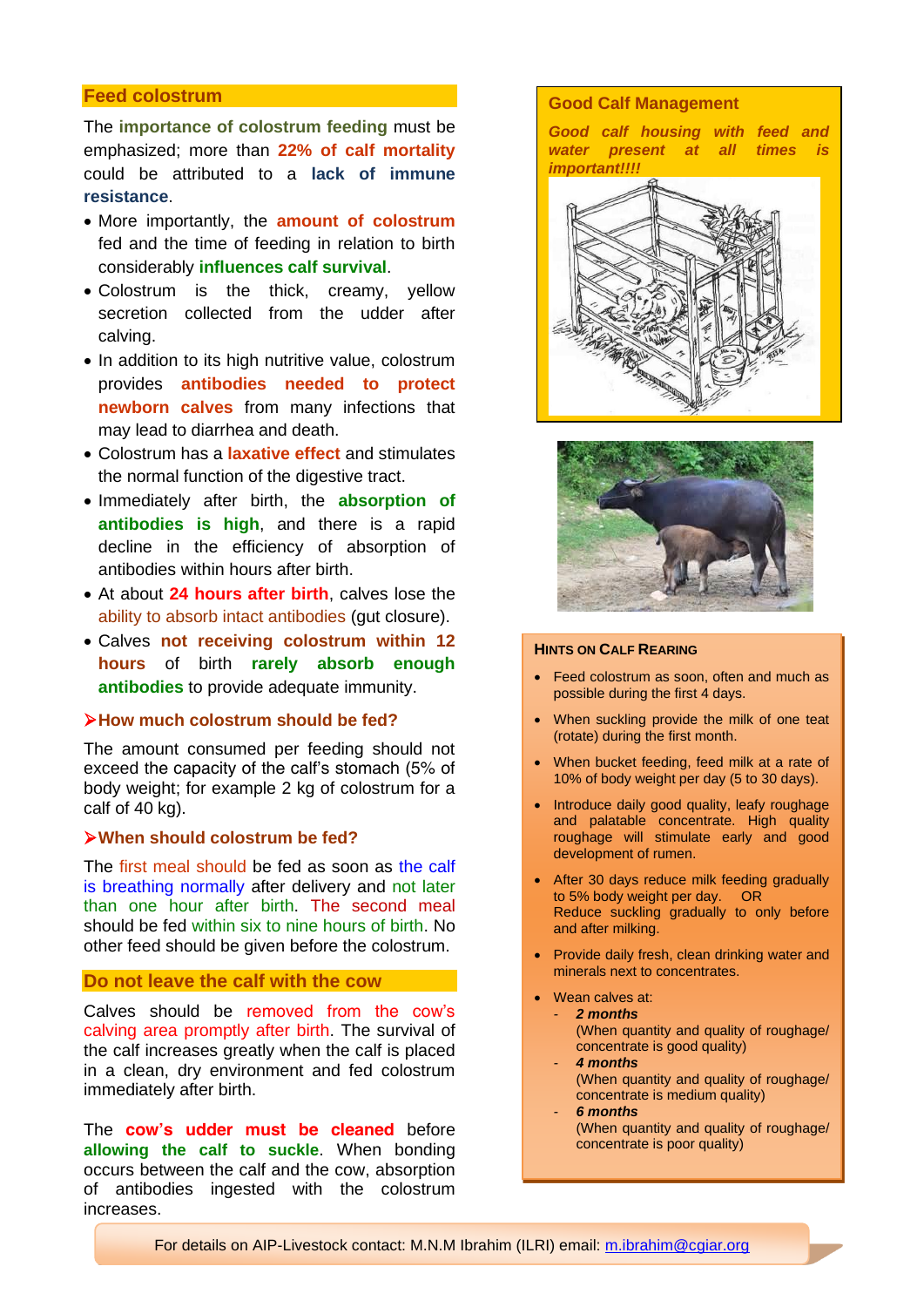## Feed colostrum

The **importance of colostrum feeding** must be emphasized; more than **22% of calf mortality** could be attributed to a **lack of immune resistance**.

- More importantly, the **amount of colostrum** fed and the time of feeding in relation to birth considerably **influences calf survival**.
- Colostrum is the thick, creamy, yellow secretion collected from the udder after calving.
- In addition to its high nutritive value, colostrum provides **antibodies needed to protect newborn calves** from many infections that may lead to diarrhea and death.
- Colostrum has a **laxative effect** and stimulates the normal function of the digestive tract.
- Immediately after birth, the **absorption of antibodies is high**, and there is a rapid decline in the efficiency of absorption of antibodies within hours after birth.
- At about **24 hours after birth**, calves lose the ability to absorb intact antibodies (gut closure).
- Calves **not receiving colostrum within 12 hours** of birth **rarely absorb enough antibodies** to provide adequate immunity.

### ➢How much colostrum should be fed?

The amount consumed per feeding should not exceed the capacity of the calf's stomach (5% of body weight; for example 2 kg of colostrum for a calf of 40 kg).

### ➢When should colostrum be fed?

The first meal should be fed as soon as the calf is breathing normally after delivery and not later than one hour after birth. The second meal should be fed within six to nine hours of birth. No other feed should be given before the colostrum.

## Do not leave the calf with the cow

Calves should be removed from the cow's calving area promptly after birth. The survival of the calf increases greatly when the calf is placed in a clean, dry environment and fed colostrum immediately after birth.

The **cow's udder must be cleaned** before **allowing the calf to suckle**. When bonding occurs between the calf and the cow, absorption of antibodies ingested with the colostrum increases.

## Good Calf Management

***Good calf housing with feed and water present at all times is important!!!!***

## Hints on Calf Rearing

- Feed colostrum as soon, often and much as possible during the first 4 days.
- When suckling provide the milk of one teat (rotate) during the first month.
- When bucket feeding, feed milk at a rate of 10% of body weight per day (5 to 30 days).
- Introduce daily good quality, leafy roughage and palatable concentrate. High quality roughage will stimulate early and good development of rumen.
- After 30 days reduce milk feeding gradually to 5% body weight per day. OR Reduce suckling gradually to only before and after milking.
- Provide daily fresh, clean drinking water and minerals next to concentrates.
- Wean calves at:
  - ***2 months*** (When quantity and quality of roughage/ concentrate is good quality)
  - ***4 months*** (When quantity and quality of roughage/ concentrate is medium quality)
  - ***6 months*** (When quantity and quality of roughage/ concentrate is poor quality)

For details on AIP-Livestock contact: M.N.M Ibrahim (ILRI) email: m.ibrahim@cgiar.org